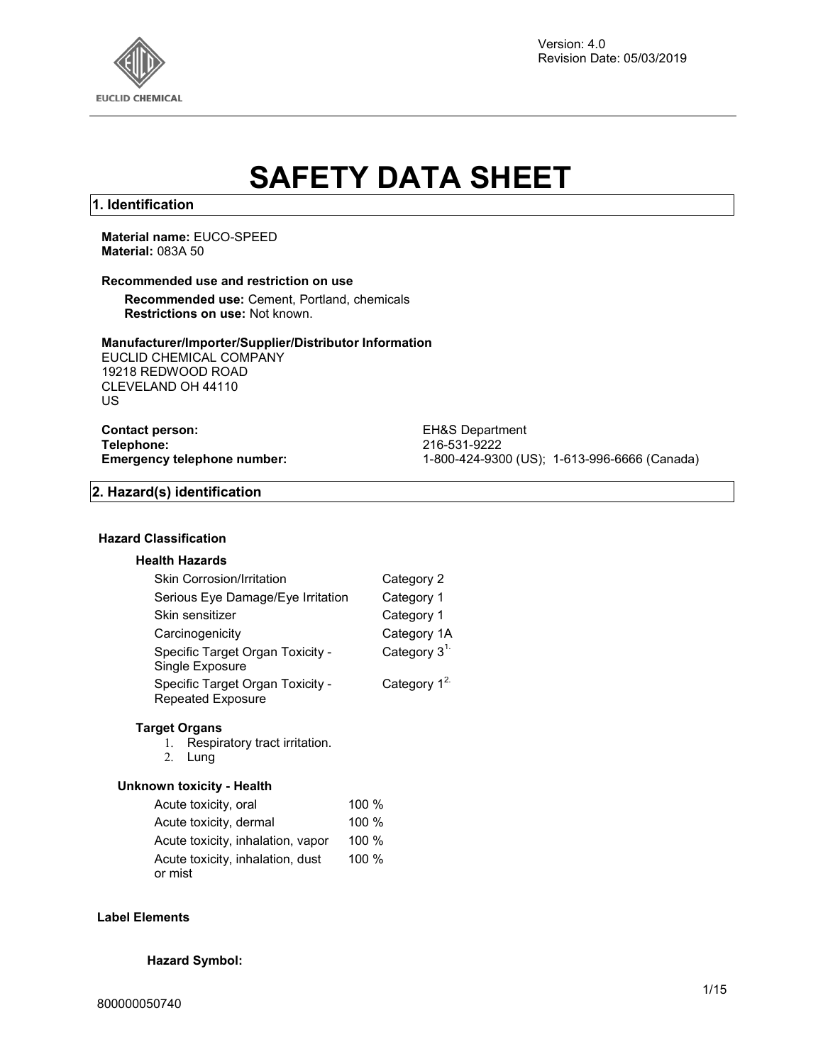Version: 4.0
Revision Date: 05/03/2019

# SAFETY DATA SHEET

## 1. Identification

**Material name:** EUCO-SPEED
**Material:** 083A 50

**Recommended use and restriction on use**

**Recommended use:** Cement, Portland, chemicals
**Restrictions on use:** Not known.

**Manufacturer/Importer/Supplier/Distributor Information**
EUCLID CHEMICAL COMPANY
19218 REDWOOD ROAD
CLEVELAND OH 44110
US

| | |
|---|---|
| **Contact person:** | EH&S Department |
| **Telephone:** | 216-531-9222 |
| **Emergency telephone number:** | 1-800-424-9300 (US); 1-613-996-6666 (Canada) |

## 2. Hazard(s) identification

**Hazard Classification**

**Health Hazards**

| | |
|---|---|
| Skin Corrosion/Irritation | Category 2 |
| Serious Eye Damage/Eye Irritation | Category 1 |
| Skin sensitizer | Category 1 |
| Carcinogenicity | Category 1A |
| Specific Target Organ Toxicity - Single Exposure | Category 3[1.] |
| Specific Target Organ Toxicity - Repeated Exposure | Category 1[2.] |

**Target Organs**

1. Respiratory tract irritation.
2. Lung

**Unknown toxicity - Health**

| | |
|---|---|
| Acute toxicity, oral | 100 % |
| Acute toxicity, dermal | 100 % |
| Acute toxicity, inhalation, vapor | 100 % |
| Acute toxicity, inhalation, dust or mist | 100 % |

**Label Elements**

**Hazard Symbol:**

800000050740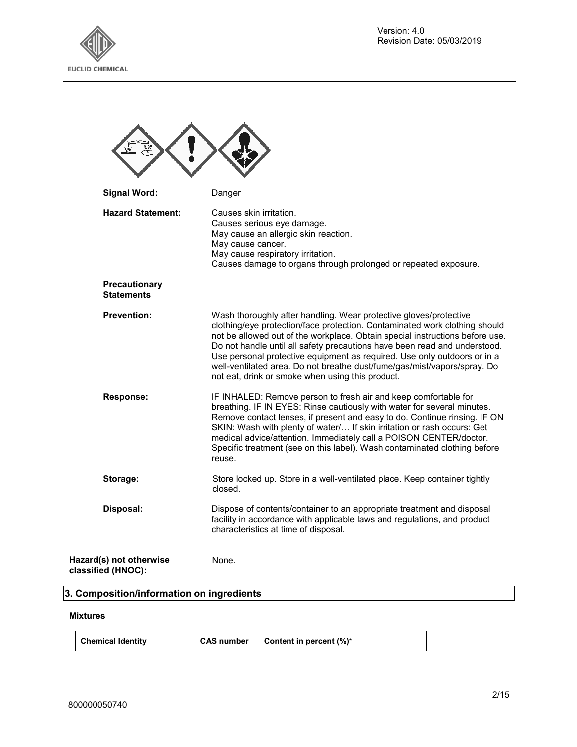**Signal Word:** Danger

**Hazard Statement:** Causes skin irritation.
Causes serious eye damage.
May cause an allergic skin reaction.
May cause cancer.
May cause respiratory irritation.
Causes damage to organs through prolonged or repeated exposure.

**Precautionary Statements**

**Prevention:** Wash thoroughly after handling. Wear protective gloves/protective clothing/eye protection/face protection. Contaminated work clothing should not be allowed out of the workplace. Obtain special instructions before use. Do not handle until all safety precautions have been read and understood. Use personal protective equipment as required. Use only outdoors or in a well-ventilated area. Do not breathe dust/fume/gas/mist/vapors/spray. Do not eat, drink or smoke when using this product.

**Response:** IF INHALED: Remove person to fresh air and keep comfortable for breathing. IF IN EYES: Rinse cautiously with water for several minutes. Remove contact lenses, if present and easy to do. Continue rinsing. IF ON SKIN: Wash with plenty of water/… If skin irritation or rash occurs: Get medical advice/attention. Immediately call a POISON CENTER/doctor. Specific treatment (see on this label). Wash contaminated clothing before reuse.

**Storage:** Store locked up. Store in a well-ventilated place. Keep container tightly closed.

**Disposal:** Dispose of contents/container to an appropriate treatment and disposal facility in accordance with applicable laws and regulations, and product characteristics at time of disposal.

**Hazard(s) not otherwise classified (HNOC):** None.

## 3. Composition/information on ingredients

**Mixtures**

| Chemical Identity | CAS number | Content in percent (%)* |
|---|---|---|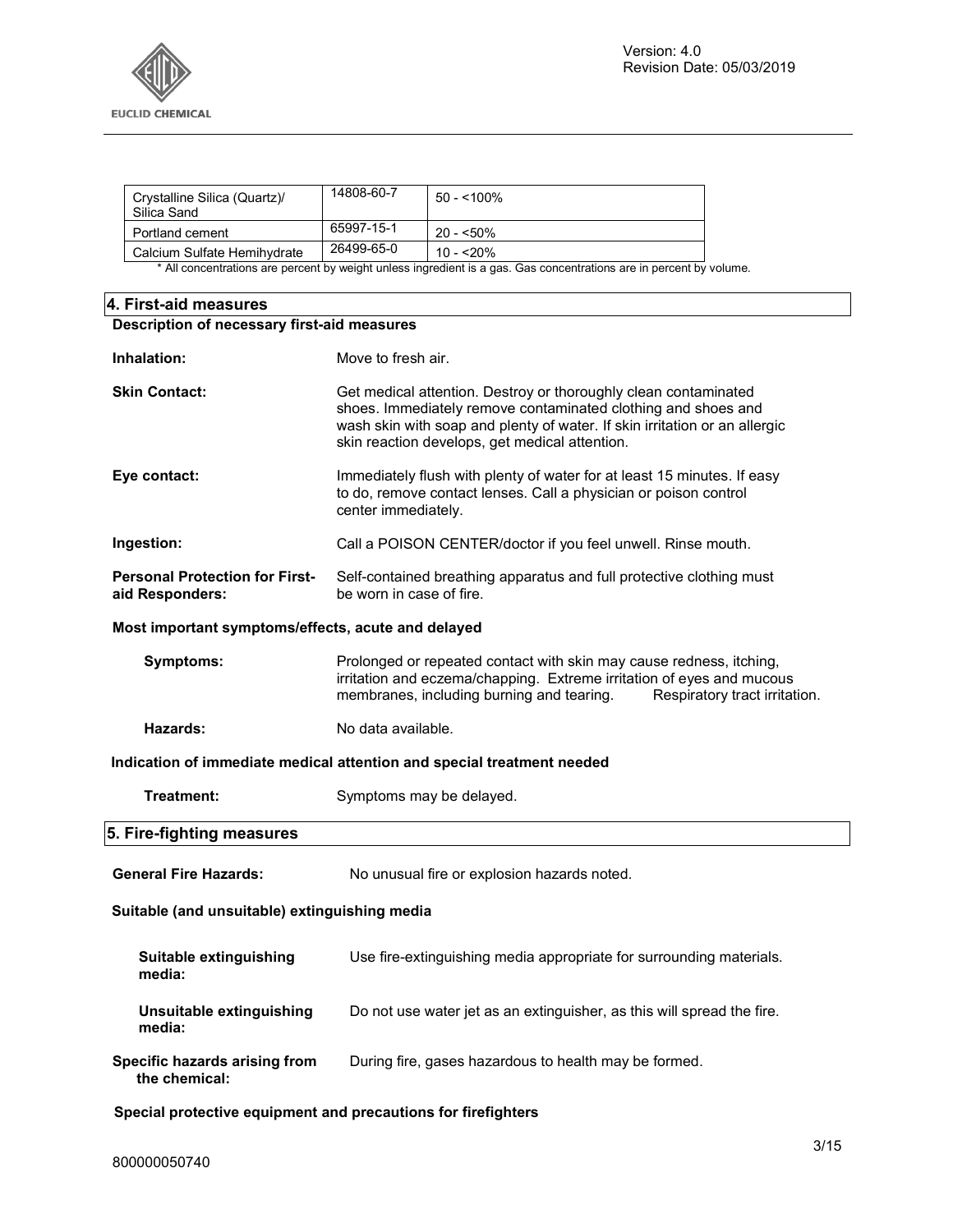| Crystalline Silica (Quartz)/ Silica Sand | 14808-60-7 | 50 - <100% |
|---|---|---|
| Portland cement | 65997-15-1 | 20 - <50% |
| Calcium Sulfate Hemihydrate | 26499-65-0 | 10 - <20% |

* All concentrations are percent by weight unless ingredient is a gas. Gas concentrations are in percent by volume.

## 4. First-aid measures

**Description of necessary first-aid measures**

**Inhalation:** Move to fresh air.

**Skin Contact:** Get medical attention. Destroy or thoroughly clean contaminated shoes. Immediately remove contaminated clothing and shoes and wash skin with soap and plenty of water. If skin irritation or an allergic skin reaction develops, get medical attention.

**Eye contact:** Immediately flush with plenty of water for at least 15 minutes. If easy to do, remove contact lenses. Call a physician or poison control center immediately.

**Ingestion:** Call a POISON CENTER/doctor if you feel unwell. Rinse mouth.

**Personal Protection for First-aid Responders:** Self-contained breathing apparatus and full protective clothing must be worn in case of fire.

**Most important symptoms/effects, acute and delayed**

**Symptoms:** Prolonged or repeated contact with skin may cause redness, itching, irritation and eczema/chapping. Extreme irritation of eyes and mucous membranes, including burning and tearing. Respiratory tract irritation.

**Hazards:** No data available.

**Indication of immediate medical attention and special treatment needed**

**Treatment:** Symptoms may be delayed.

## 5. Fire-fighting measures

**General Fire Hazards:** No unusual fire or explosion hazards noted.

**Suitable (and unsuitable) extinguishing media**

**Suitable extinguishing media:** Use fire-extinguishing media appropriate for surrounding materials.

**Unsuitable extinguishing media:** Do not use water jet as an extinguisher, as this will spread the fire.

**Specific hazards arising from the chemical:** During fire, gases hazardous to health may be formed.

**Special protective equipment and precautions for firefighters**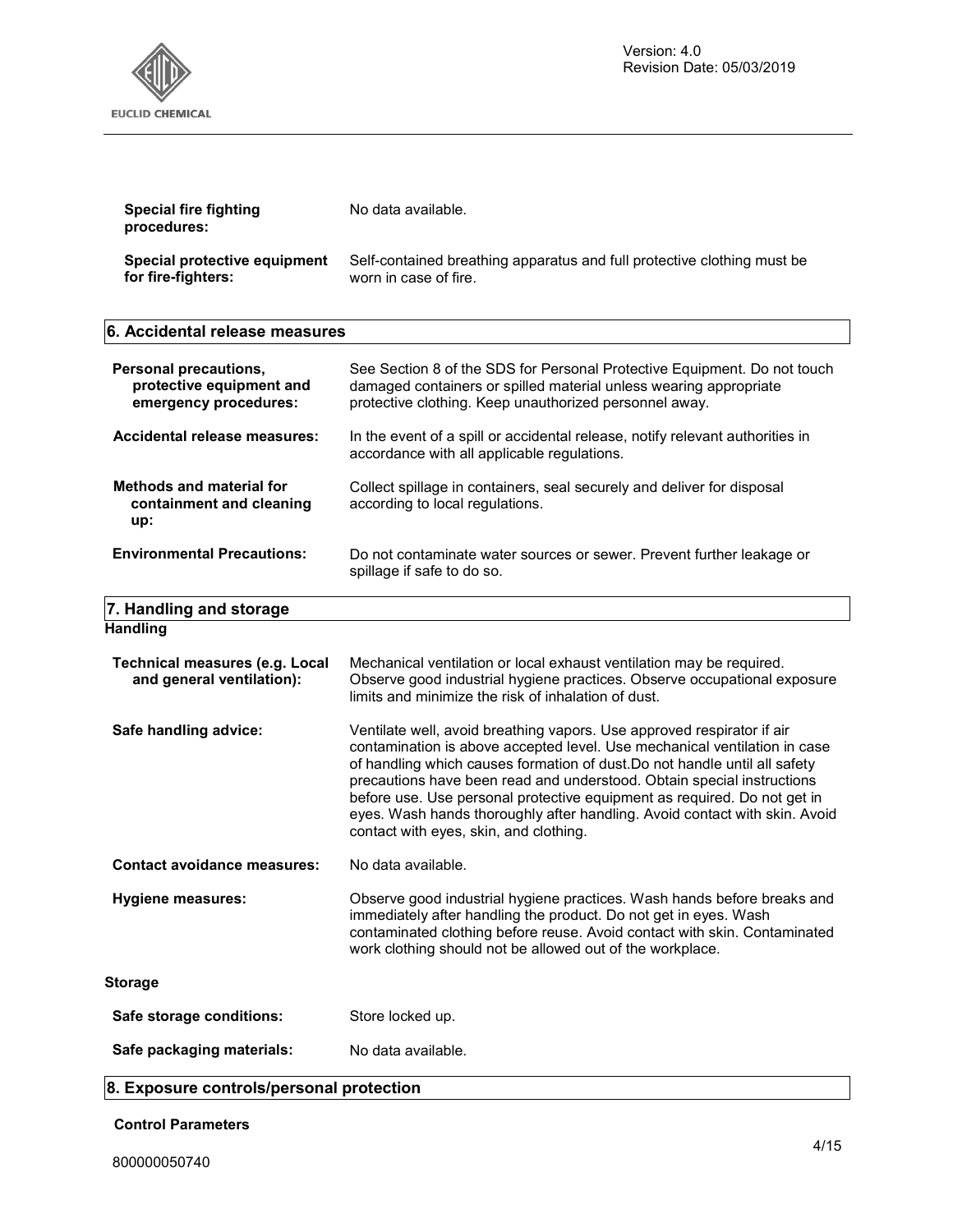**Special fire fighting procedures:** No data available.

**Special protective equipment for fire-fighters:** Self-contained breathing apparatus and full protective clothing must be worn in case of fire.

## 6. Accidental release measures

**Personal precautions, protective equipment and emergency procedures:** See Section 8 of the SDS for Personal Protective Equipment. Do not touch damaged containers or spilled material unless wearing appropriate protective clothing. Keep unauthorized personnel away.

**Accidental release measures:** In the event of a spill or accidental release, notify relevant authorities in accordance with all applicable regulations.

**Methods and material for containment and cleaning up:** Collect spillage in containers, seal securely and deliver for disposal according to local regulations.

**Environmental Precautions:** Do not contaminate water sources or sewer. Prevent further leakage or spillage if safe to do so.

## 7. Handling and storage

### Handling

**Technical measures (e.g. Local and general ventilation):** Mechanical ventilation or local exhaust ventilation may be required. Observe good industrial hygiene practices. Observe occupational exposure limits and minimize the risk of inhalation of dust.

**Safe handling advice:** Ventilate well, avoid breathing vapors. Use approved respirator if air contamination is above accepted level. Use mechanical ventilation in case of handling which causes formation of dust.Do not handle until all safety precautions have been read and understood. Obtain special instructions before use. Use personal protective equipment as required. Do not get in eyes. Wash hands thoroughly after handling. Avoid contact with skin. Avoid contact with eyes, skin, and clothing.

**Contact avoidance measures:** No data available.

**Hygiene measures:** Observe good industrial hygiene practices. Wash hands before breaks and immediately after handling the product. Do not get in eyes. Wash contaminated clothing before reuse. Avoid contact with skin. Contaminated work clothing should not be allowed out of the workplace.

### Storage

**Safe storage conditions:** Store locked up.

**Safe packaging materials:** No data available.

## 8. Exposure controls/personal protection

**Control Parameters**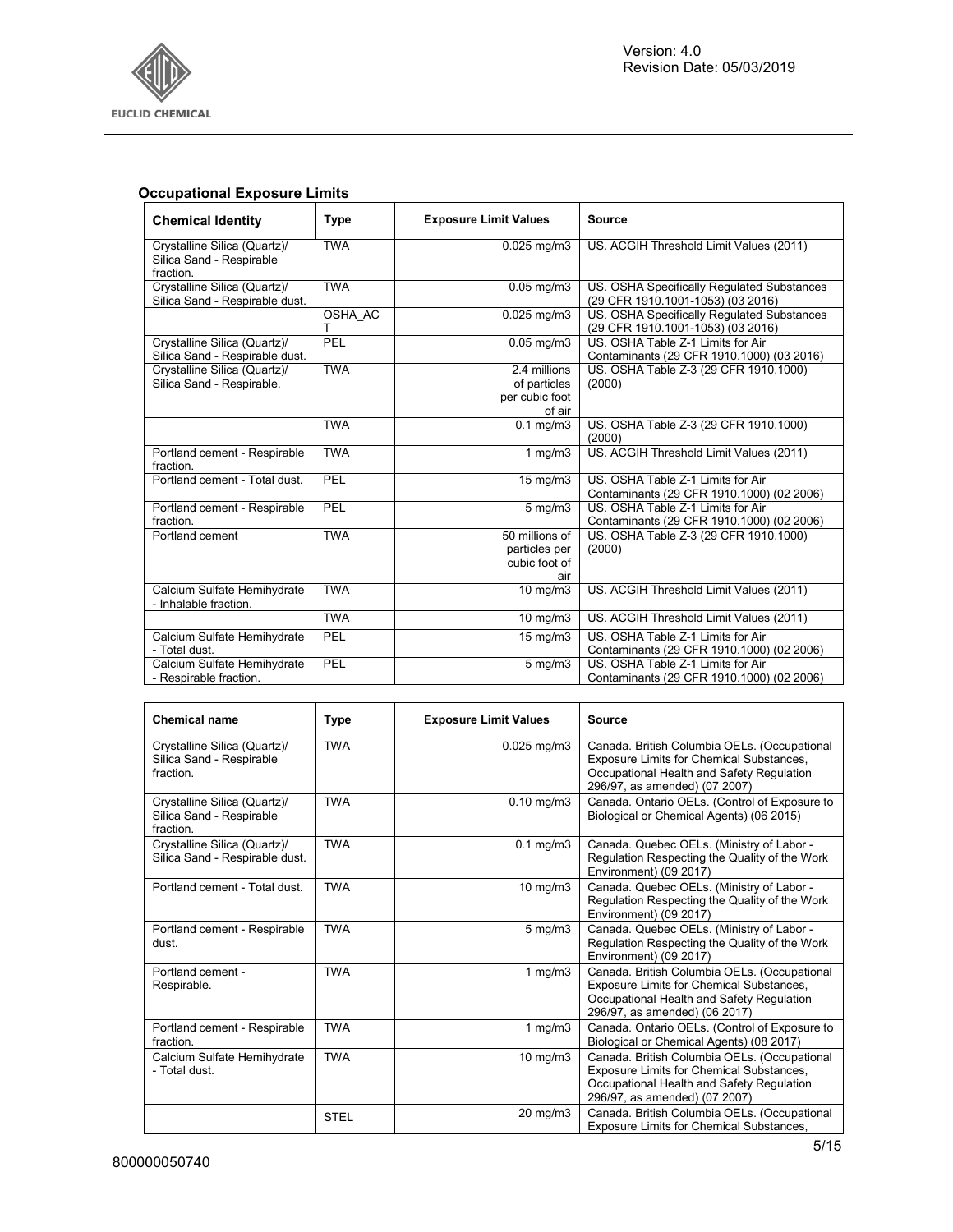### Occupational Exposure Limits

| Chemical Identity | Type | Exposure Limit Values | Source |
|---|---|---|---|
| Crystalline Silica (Quartz)/ Silica Sand - Respirable fraction. | TWA | 0.025 mg/m3 | US. ACGIH Threshold Limit Values (2011) |
| Crystalline Silica (Quartz)/ Silica Sand - Respirable dust. | TWA | 0.05 mg/m3 | US. OSHA Specifically Regulated Substances (29 CFR 1910.1001-1053) (03 2016) |
| | OSHA_ACT | 0.025 mg/m3 | US. OSHA Specifically Regulated Substances (29 CFR 1910.1001-1053) (03 2016) |
| Crystalline Silica (Quartz)/ Silica Sand - Respirable dust. | PEL | 0.05 mg/m3 | US. OSHA Table Z-1 Limits for Air Contaminants (29 CFR 1910.1000) (03 2016) |
| Crystalline Silica (Quartz)/ Silica Sand - Respirable. | TWA | 2.4 millions of particles per cubic foot of air | US. OSHA Table Z-3 (29 CFR 1910.1000) (2000) |
| | TWA | 0.1 mg/m3 | US. OSHA Table Z-3 (29 CFR 1910.1000) (2000) |
| Portland cement - Respirable fraction. | TWA | 1 mg/m3 | US. ACGIH Threshold Limit Values (2011) |
| Portland cement - Total dust. | PEL | 15 mg/m3 | US. OSHA Table Z-1 Limits for Air Contaminants (29 CFR 1910.1000) (02 2006) |
| Portland cement - Respirable fraction. | PEL | 5 mg/m3 | US. OSHA Table Z-1 Limits for Air Contaminants (29 CFR 1910.1000) (02 2006) |
| Portland cement | TWA | 50 millions of particles per cubic foot of air | US. OSHA Table Z-3 (29 CFR 1910.1000) (2000) |
| Calcium Sulfate Hemihydrate - Inhalable fraction. | TWA | 10 mg/m3 | US. ACGIH Threshold Limit Values (2011) |
| | TWA | 10 mg/m3 | US. ACGIH Threshold Limit Values (2011) |
| Calcium Sulfate Hemihydrate - Total dust. | PEL | 15 mg/m3 | US. OSHA Table Z-1 Limits for Air Contaminants (29 CFR 1910.1000) (02 2006) |
| Calcium Sulfate Hemihydrate - Respirable fraction. | PEL | 5 mg/m3 | US. OSHA Table Z-1 Limits for Air Contaminants (29 CFR 1910.1000) (02 2006) |

| Chemical name | Type | Exposure Limit Values | Source |
|---|---|---|---|
| Crystalline Silica (Quartz)/ Silica Sand - Respirable fraction. | TWA | 0.025 mg/m3 | Canada. British Columbia OELs. (Occupational Exposure Limits for Chemical Substances, Occupational Health and Safety Regulation 296/97, as amended) (07 2007) |
| Crystalline Silica (Quartz)/ Silica Sand - Respirable fraction. | TWA | 0.10 mg/m3 | Canada. Ontario OELs. (Control of Exposure to Biological or Chemical Agents) (06 2015) |
| Crystalline Silica (Quartz)/ Silica Sand - Respirable dust. | TWA | 0.1 mg/m3 | Canada. Quebec OELs. (Ministry of Labor - Regulation Respecting the Quality of the Work Environment) (09 2017) |
| Portland cement - Total dust. | TWA | 10 mg/m3 | Canada. Quebec OELs. (Ministry of Labor - Regulation Respecting the Quality of the Work Environment) (09 2017) |
| Portland cement - Respirable dust. | TWA | 5 mg/m3 | Canada. Quebec OELs. (Ministry of Labor - Regulation Respecting the Quality of the Work Environment) (09 2017) |
| Portland cement - Respirable. | TWA | 1 mg/m3 | Canada. British Columbia OELs. (Occupational Exposure Limits for Chemical Substances, Occupational Health and Safety Regulation 296/97, as amended) (06 2017) |
| Portland cement - Respirable fraction. | TWA | 1 mg/m3 | Canada. Ontario OELs. (Control of Exposure to Biological or Chemical Agents) (08 2017) |
| Calcium Sulfate Hemihydrate - Total dust. | TWA | 10 mg/m3 | Canada. British Columbia OELs. (Occupational Exposure Limits for Chemical Substances, Occupational Health and Safety Regulation 296/97, as amended) (07 2007) |
| | STEL | 20 mg/m3 | Canada. British Columbia OELs. (Occupational Exposure Limits for Chemical Substances, |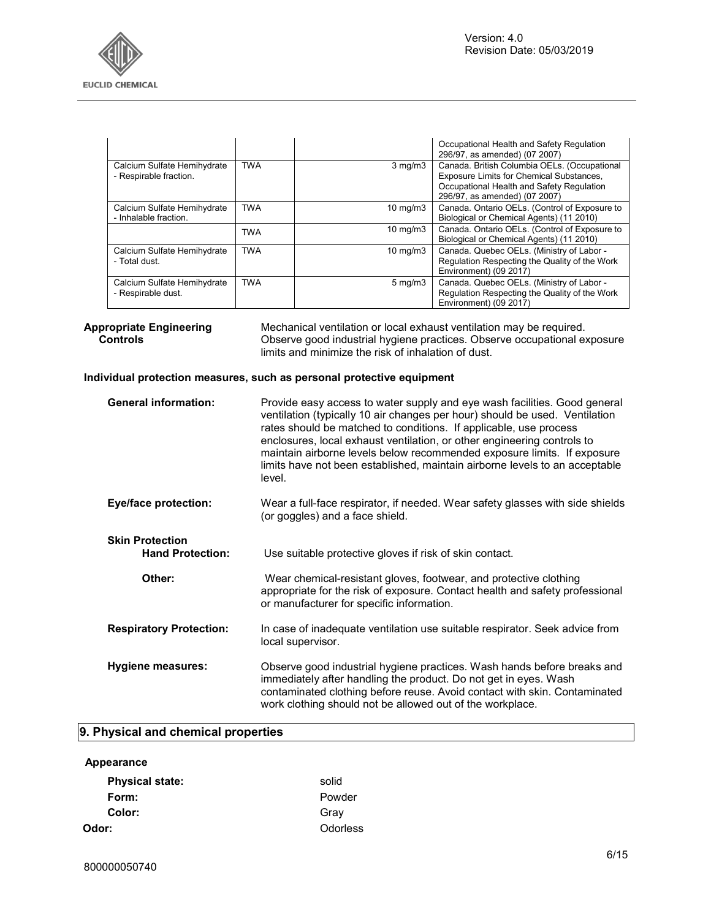| | | | |
|---|---|---|---|
| | | | Occupational Health and Safety Regulation 296/97, as amended) (07 2007) |
| Calcium Sulfate Hemihydrate - Respirable fraction. | TWA | 3 mg/m3 | Canada. British Columbia OELs. (Occupational Exposure Limits for Chemical Substances, Occupational Health and Safety Regulation 296/97, as amended) (07 2007) |
| Calcium Sulfate Hemihydrate - Inhalable fraction. | TWA | 10 mg/m3 | Canada. Ontario OELs. (Control of Exposure to Biological or Chemical Agents) (11 2010) |
| | TWA | 10 mg/m3 | Canada. Ontario OELs. (Control of Exposure to Biological or Chemical Agents) (11 2010) |
| Calcium Sulfate Hemihydrate - Total dust. | TWA | 10 mg/m3 | Canada. Quebec OELs. (Ministry of Labor - Regulation Respecting the Quality of the Work Environment) (09 2017) |
| Calcium Sulfate Hemihydrate - Respirable dust. | TWA | 5 mg/m3 | Canada. Quebec OELs. (Ministry of Labor - Regulation Respecting the Quality of the Work Environment) (09 2017) |

**Appropriate Engineering Controls**

Mechanical ventilation or local exhaust ventilation may be required. Observe good industrial hygiene practices. Observe occupational exposure limits and minimize the risk of inhalation of dust.

**Individual protection measures, such as personal protective equipment**

**General information:** Provide easy access to water supply and eye wash facilities. Good general ventilation (typically 10 air changes per hour) should be used. Ventilation rates should be matched to conditions. If applicable, use process enclosures, local exhaust ventilation, or other engineering controls to maintain airborne levels below recommended exposure limits. If exposure limits have not been established, maintain airborne levels to an acceptable level.

**Eye/face protection:** Wear a full-face respirator, if needed. Wear safety glasses with side shields (or goggles) and a face shield.

**Skin Protection**

**Hand Protection:** Use suitable protective gloves if risk of skin contact.

**Other:** Wear chemical-resistant gloves, footwear, and protective clothing appropriate for the risk of exposure. Contact health and safety professional or manufacturer for specific information.

**Respiratory Protection:** In case of inadequate ventilation use suitable respirator. Seek advice from local supervisor.

**Hygiene measures:** Observe good industrial hygiene practices. Wash hands before breaks and immediately after handling the product. Do not get in eyes. Wash contaminated clothing before reuse. Avoid contact with skin. Contaminated work clothing should not be allowed out of the workplace.

## 9. Physical and chemical properties

**Appearance**

**Physical state:** solid

**Form:** Powder

**Color:** Gray

**Odor:** Odorless

800000050740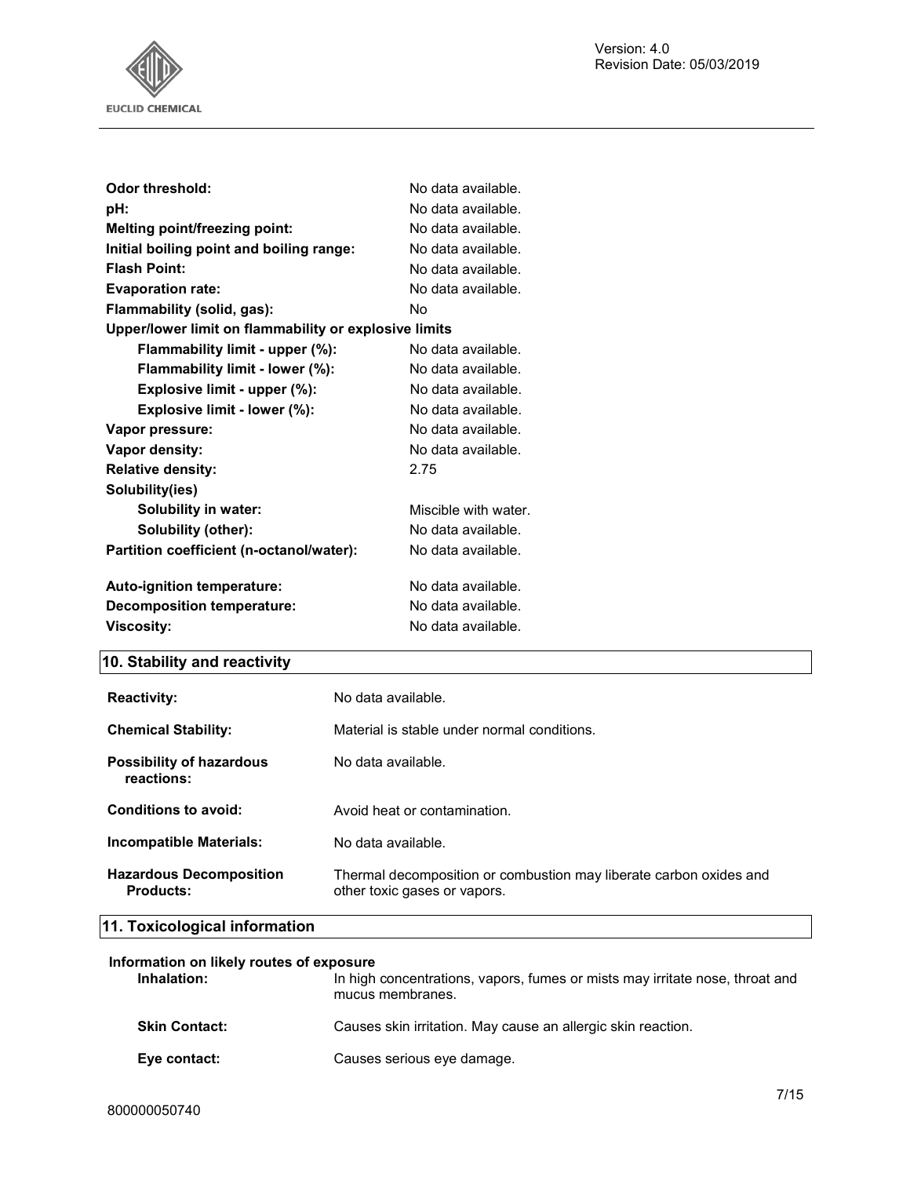| | |
|---|---|
| **Odor threshold:** | No data available. |
| **pH:** | No data available. |
| **Melting point/freezing point:** | No data available. |
| **Initial boiling point and boiling range:** | No data available. |
| **Flash Point:** | No data available. |
| **Evaporation rate:** | No data available. |
| **Flammability (solid, gas):** | No |
| **Upper/lower limit on flammability or explosive limits** | |
| **Flammability limit - upper (%):** | No data available. |
| **Flammability limit - lower (%):** | No data available. |
| **Explosive limit - upper (%):** | No data available. |
| **Explosive limit - lower (%):** | No data available. |
| **Vapor pressure:** | No data available. |
| **Vapor density:** | No data available. |
| **Relative density:** | 2.75 |
| **Solubility(ies)** | |
| **Solubility in water:** | Miscible with water. |
| **Solubility (other):** | No data available. |
| **Partition coefficient (n-octanol/water):** | No data available. |
| **Auto-ignition temperature:** | No data available. |
| **Decomposition temperature:** | No data available. |
| **Viscosity:** | No data available. |

## 10. Stability and reactivity

| | |
|---|---|
| **Reactivity:** | No data available. |
| **Chemical Stability:** | Material is stable under normal conditions. |
| **Possibility of hazardous reactions:** | No data available. |
| **Conditions to avoid:** | Avoid heat or contamination. |
| **Incompatible Materials:** | No data available. |
| **Hazardous Decomposition Products:** | Thermal decomposition or combustion may liberate carbon oxides and other toxic gases or vapors. |

## 11. Toxicological information

**Information on likely routes of exposure**

| | |
|---|---|
| **Inhalation:** | In high concentrations, vapors, fumes or mists may irritate nose, throat and mucus membranes. |
| **Skin Contact:** | Causes skin irritation. May cause an allergic skin reaction. |
| **Eye contact:** | Causes serious eye damage. |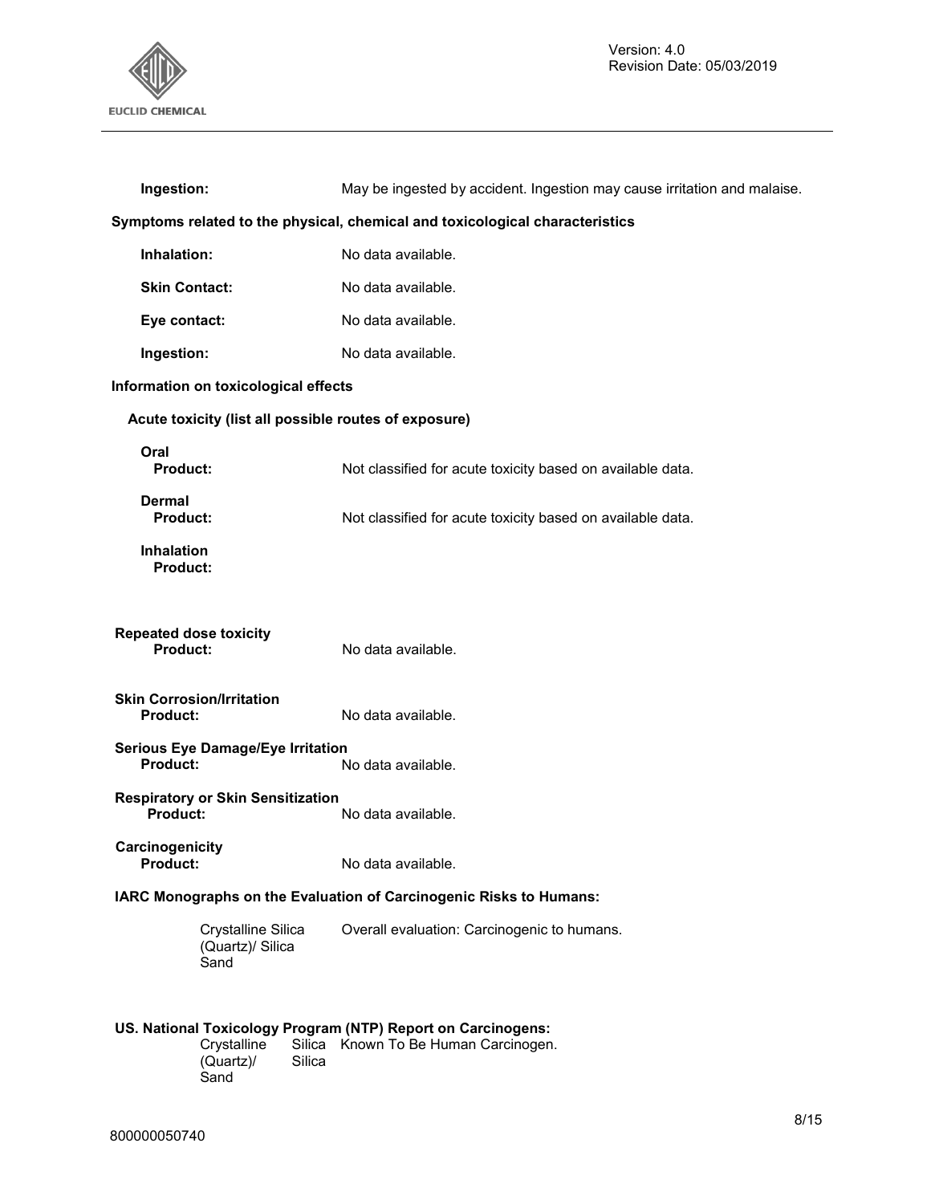**Ingestion:** May be ingested by accident. Ingestion may cause irritation and malaise.

**Symptoms related to the physical, chemical and toxicological characteristics**

**Inhalation:** No data available.

**Skin Contact:** No data available.

**Eye contact:** No data available.

**Ingestion:** No data available.

**Information on toxicological effects**

**Acute toxicity (list all possible routes of exposure)**

**Oral**
**Product:** Not classified for acute toxicity based on available data.

**Dermal**
**Product:** Not classified for acute toxicity based on available data.

**Inhalation**
**Product:**

**Repeated dose toxicity**
**Product:** No data available.

**Skin Corrosion/Irritation**
**Product:** No data available.

**Serious Eye Damage/Eye Irritation**
**Product:** No data available.

**Respiratory or Skin Sensitization**
**Product:** No data available.

**Carcinogenicity**
**Product:** No data available.

**IARC Monographs on the Evaluation of Carcinogenic Risks to Humans:**

| | |
|---|---|
| Crystalline Silica (Quartz)/ Silica Sand | Overall evaluation: Carcinogenic to humans. |

**US. National Toxicology Program (NTP) Report on Carcinogens:**

| | |
|---|---|
| Crystalline Silica (Quartz)/ Silica Sand | Known To Be Human Carcinogen. |

800000050740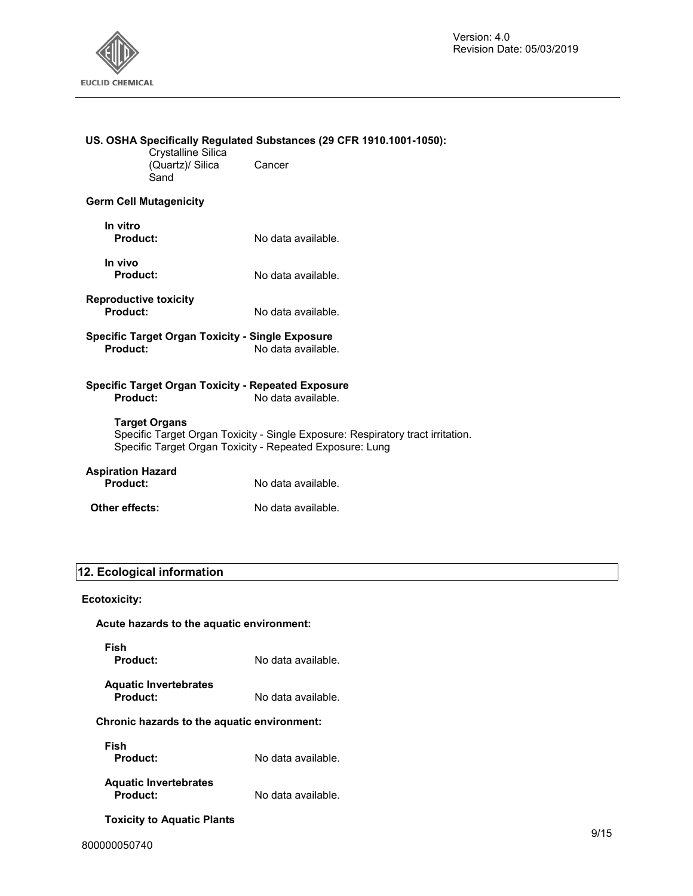**US. OSHA Specifically Regulated Substances (29 CFR 1910.1001-1050):**

| | |
|---|---|
| Crystalline Silica (Quartz)/ Silica Sand | Cancer |

**Germ Cell Mutagenicity**

**In vitro**
**Product:** No data available.

**In vivo**
**Product:** No data available.

**Reproductive toxicity**
**Product:** No data available.

**Specific Target Organ Toxicity - Single Exposure**
**Product:** No data available.

**Specific Target Organ Toxicity - Repeated Exposure**
**Product:** No data available.

**Target Organs**
Specific Target Organ Toxicity - Single Exposure: Respiratory tract irritation.
Specific Target Organ Toxicity - Repeated Exposure: Lung

**Aspiration Hazard**
**Product:** No data available.

**Other effects:** No data available.

## 12. Ecological information

**Ecotoxicity:**

**Acute hazards to the aquatic environment:**

**Fish**
**Product:** No data available.

**Aquatic Invertebrates**
**Product:** No data available.

**Chronic hazards to the aquatic environment:**

**Fish**
**Product:** No data available.

**Aquatic Invertebrates**
**Product:** No data available.

**Toxicity to Aquatic Plants**

800000050740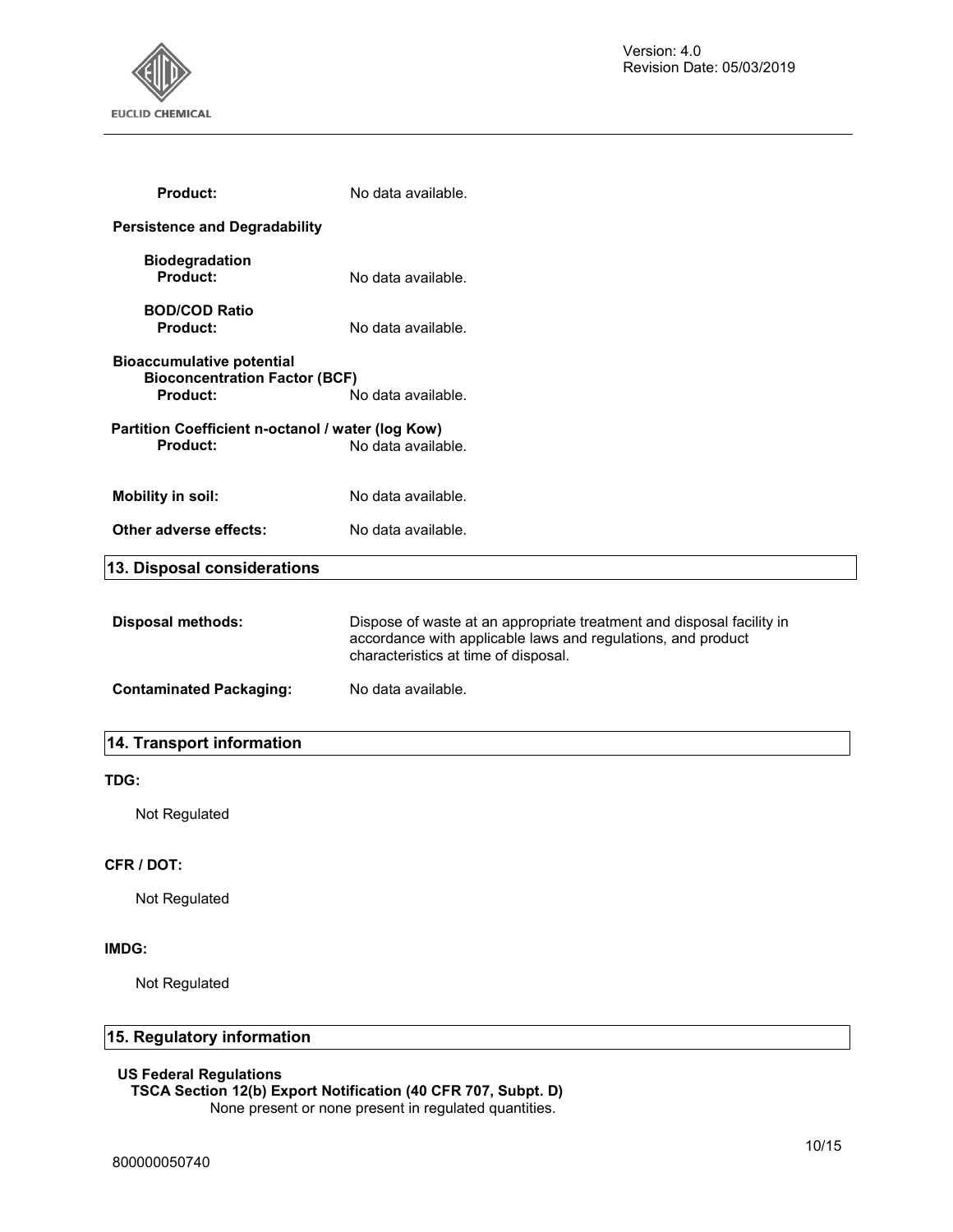**Product:** No data available.

**Persistence and Degradability**

**Biodegradation**
**Product:** No data available.

**BOD/COD Ratio**
**Product:** No data available.

**Bioaccumulative potential**
**Bioconcentration Factor (BCF)**
**Product:** No data available.

**Partition Coefficient n-octanol / water (log Kow)**
**Product:** No data available.

**Mobility in soil:** No data available.

**Other adverse effects:** No data available.

## 13. Disposal considerations

**Disposal methods:** Dispose of waste at an appropriate treatment and disposal facility in accordance with applicable laws and regulations, and product characteristics at time of disposal.

**Contaminated Packaging:** No data available.

## 14. Transport information

**TDG:**

Not Regulated

**CFR / DOT:**

Not Regulated

**IMDG:**

Not Regulated

## 15. Regulatory information

**US Federal Regulations**
**TSCA Section 12(b) Export Notification (40 CFR 707, Subpt. D)**
None present or none present in regulated quantities.

800000050740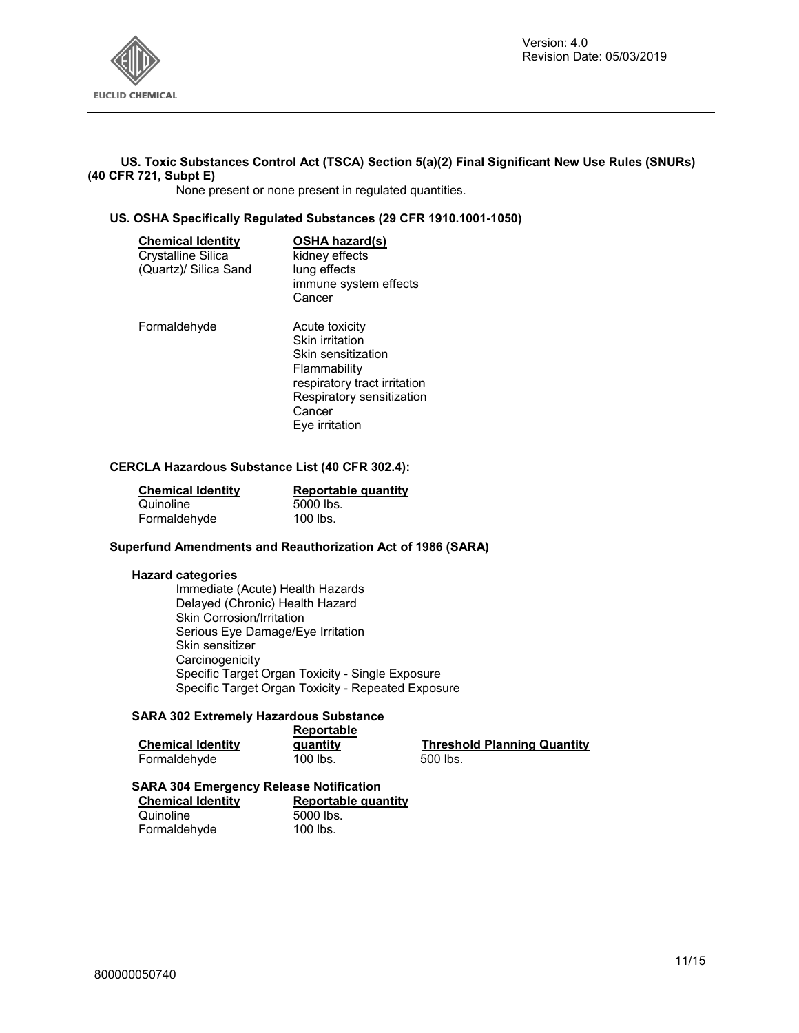**US. Toxic Substances Control Act (TSCA) Section 5(a)(2) Final Significant New Use Rules (SNURs) (40 CFR 721, Subpt E)**

None present or none present in regulated quantities.

**US. OSHA Specifically Regulated Substances (29 CFR 1910.1001-1050)**

| Chemical Identity | OSHA hazard(s) |
|---|---|
| Crystalline Silica (Quartz)/ Silica Sand | kidney effects<br>lung effects<br>immune system effects<br>Cancer |
| Formaldehyde | Acute toxicity<br>Skin irritation<br>Skin sensitization<br>Flammability<br>respiratory tract irritation<br>Respiratory sensitization<br>Cancer<br>Eye irritation |

**CERCLA Hazardous Substance List (40 CFR 302.4):**

| Chemical Identity | Reportable quantity |
|---|---|
| Quinoline | 5000 lbs. |
| Formaldehyde | 100 lbs. |

**Superfund Amendments and Reauthorization Act of 1986 (SARA)**

**Hazard categories**

Immediate (Acute) Health Hazards
Delayed (Chronic) Health Hazard
Skin Corrosion/Irritation
Serious Eye Damage/Eye Irritation
Skin sensitizer
Carcinogenicity
Specific Target Organ Toxicity - Single Exposure
Specific Target Organ Toxicity - Repeated Exposure

**SARA 302 Extremely Hazardous Substance**

| Chemical Identity | Reportable quantity | Threshold Planning Quantity |
|---|---|---|
| Formaldehyde | 100 lbs. | 500 lbs. |

**SARA 304 Emergency Release Notification**

| Chemical Identity | Reportable quantity |
|---|---|
| Quinoline | 5000 lbs. |
| Formaldehyde | 100 lbs. |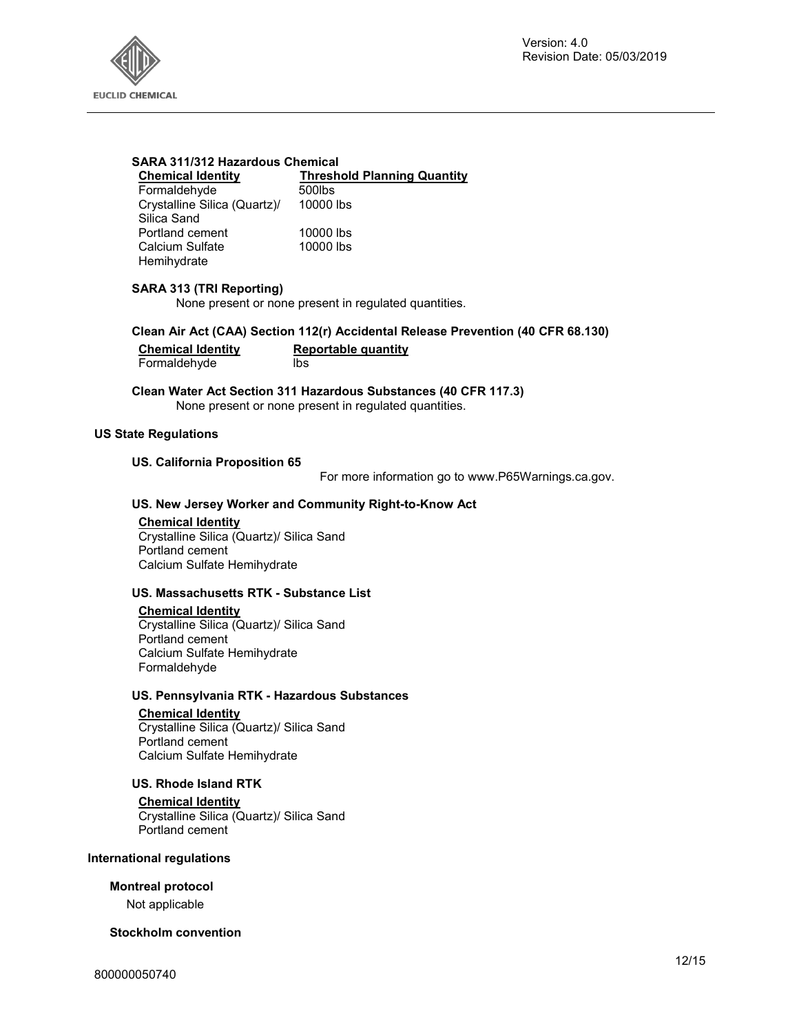**SARA 311/312 Hazardous Chemical**

| Chemical Identity | Threshold Planning Quantity |
|---|---|
| Formaldehyde | 500lbs |
| Crystalline Silica (Quartz)/ Silica Sand | 10000 lbs |
| Portland cement | 10000 lbs |
| Calcium Sulfate Hemihydrate | 10000 lbs |

**SARA 313 (TRI Reporting)**

None present or none present in regulated quantities.

**Clean Air Act (CAA) Section 112(r) Accidental Release Prevention (40 CFR 68.130)**

| Chemical Identity | Reportable quantity |
|---|---|
| Formaldehyde | lbs |

**Clean Water Act Section 311 Hazardous Substances (40 CFR 117.3)**

None present or none present in regulated quantities.

## US State Regulations

**US. California Proposition 65**

For more information go to www.P65Warnings.ca.gov.

**US. New Jersey Worker and Community Right-to-Know Act**

Chemical Identity
- Crystalline Silica (Quartz)/ Silica Sand
- Portland cement
- Calcium Sulfate Hemihydrate

**US. Massachusetts RTK - Substance List**

Chemical Identity
- Crystalline Silica (Quartz)/ Silica Sand
- Portland cement
- Calcium Sulfate Hemihydrate
- Formaldehyde

**US. Pennsylvania RTK - Hazardous Substances**

Chemical Identity
- Crystalline Silica (Quartz)/ Silica Sand
- Portland cement
- Calcium Sulfate Hemihydrate

**US. Rhode Island RTK**

Chemical Identity
- Crystalline Silica (Quartz)/ Silica Sand
- Portland cement

## International regulations

**Montreal protocol**

Not applicable

**Stockholm convention**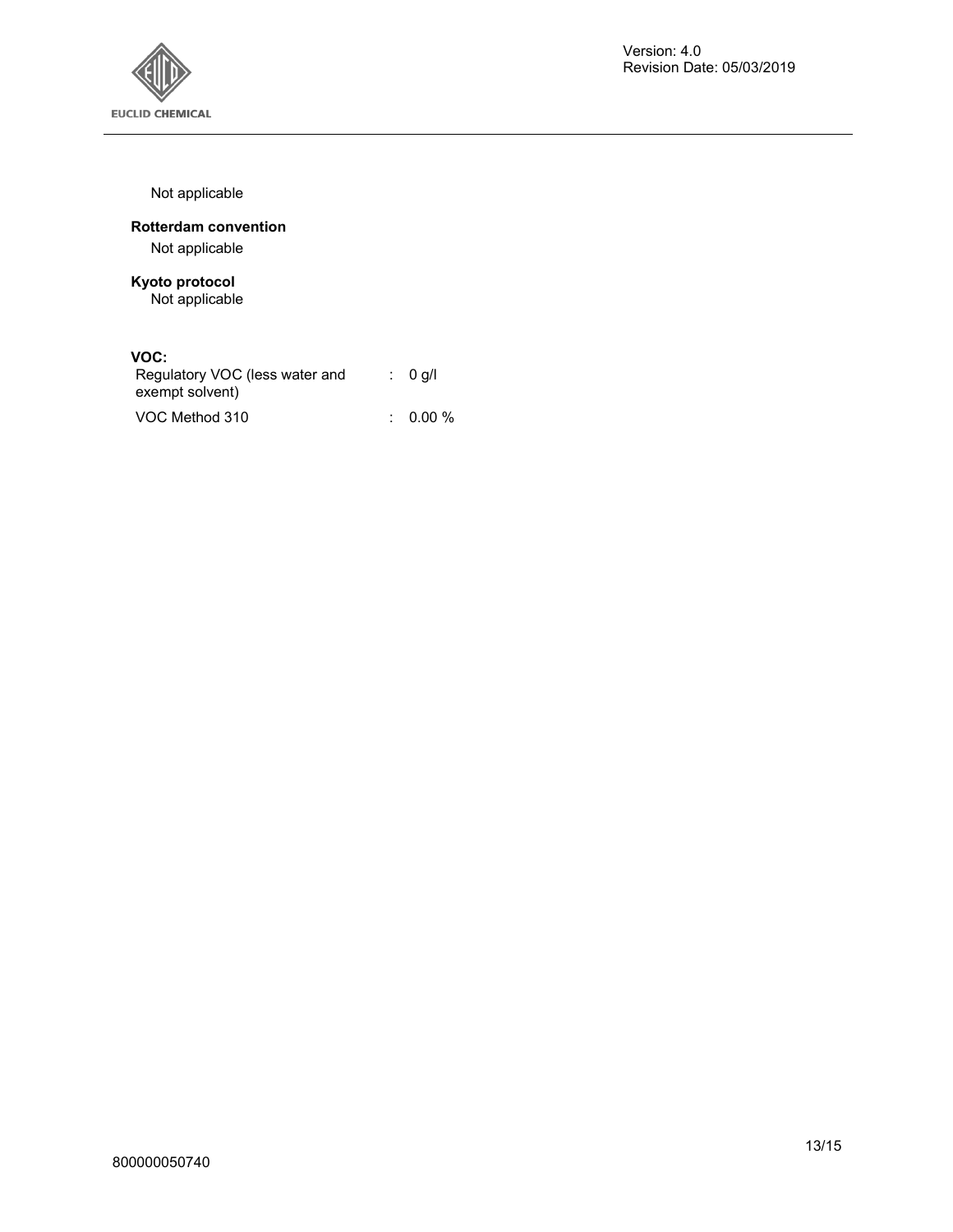Not applicable

**Rotterdam convention**

Not applicable

**Kyoto protocol**

Not applicable

**VOC:**

| | | |
|---|---|---|
| Regulatory VOC (less water and exempt solvent) | : | 0 g/l |
| VOC Method 310 | : | 0.00 % |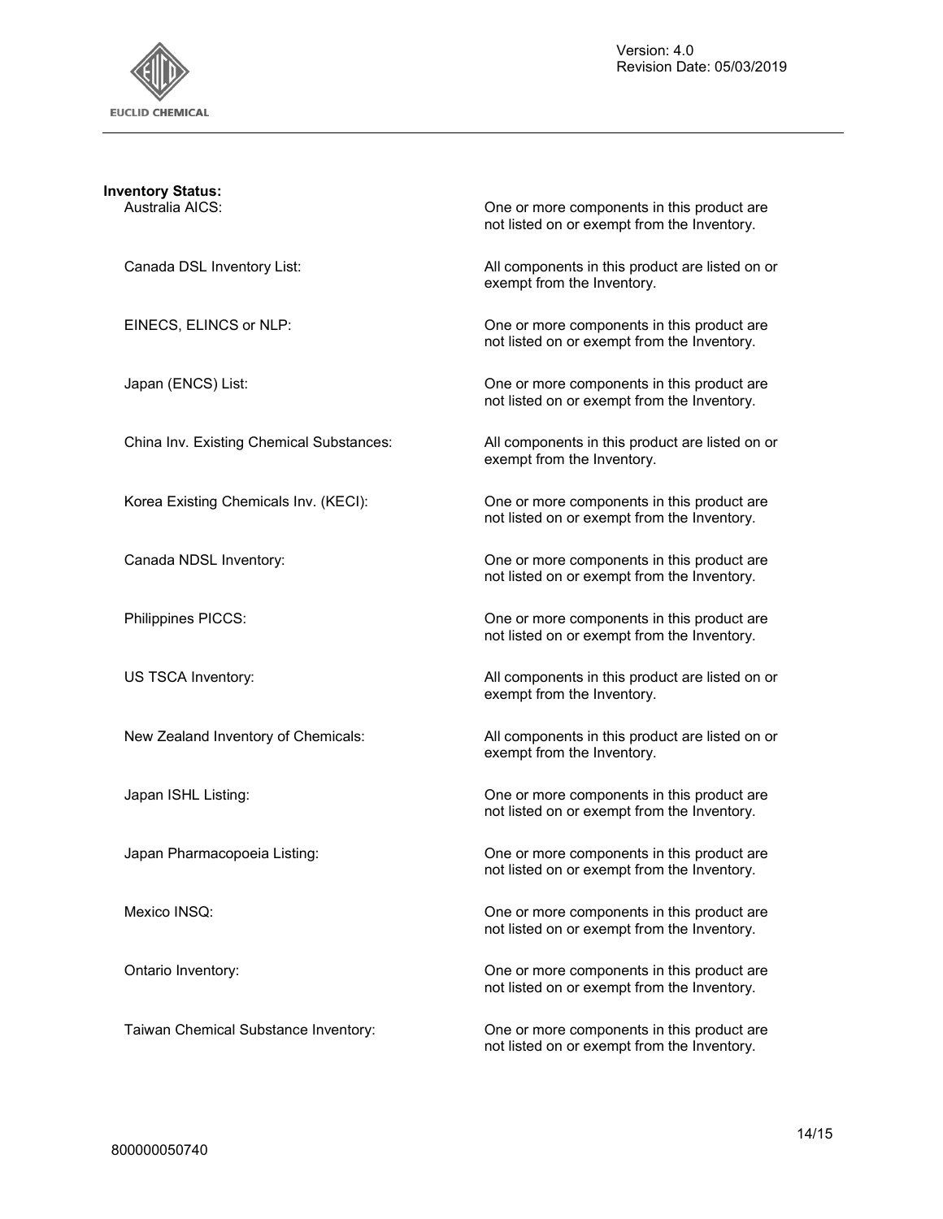**Inventory Status:**

| | |
|---|---|
| Australia AICS: | One or more components in this product are not listed on or exempt from the Inventory. |
| Canada DSL Inventory List: | All components in this product are listed on or exempt from the Inventory. |
| EINECS, ELINCS or NLP: | One or more components in this product are not listed on or exempt from the Inventory. |
| Japan (ENCS) List: | One or more components in this product are not listed on or exempt from the Inventory. |
| China Inv. Existing Chemical Substances: | All components in this product are listed on or exempt from the Inventory. |
| Korea Existing Chemicals Inv. (KECI): | One or more components in this product are not listed on or exempt from the Inventory. |
| Canada NDSL Inventory: | One or more components in this product are not listed on or exempt from the Inventory. |
| Philippines PICCS: | One or more components in this product are not listed on or exempt from the Inventory. |
| US TSCA Inventory: | All components in this product are listed on or exempt from the Inventory. |
| New Zealand Inventory of Chemicals: | All components in this product are listed on or exempt from the Inventory. |
| Japan ISHL Listing: | One or more components in this product are not listed on or exempt from the Inventory. |
| Japan Pharmacopoeia Listing: | One or more components in this product are not listed on or exempt from the Inventory. |
| Mexico INSQ: | One or more components in this product are not listed on or exempt from the Inventory. |
| Ontario Inventory: | One or more components in this product are not listed on or exempt from the Inventory. |
| Taiwan Chemical Substance Inventory: | One or more components in this product are not listed on or exempt from the Inventory. |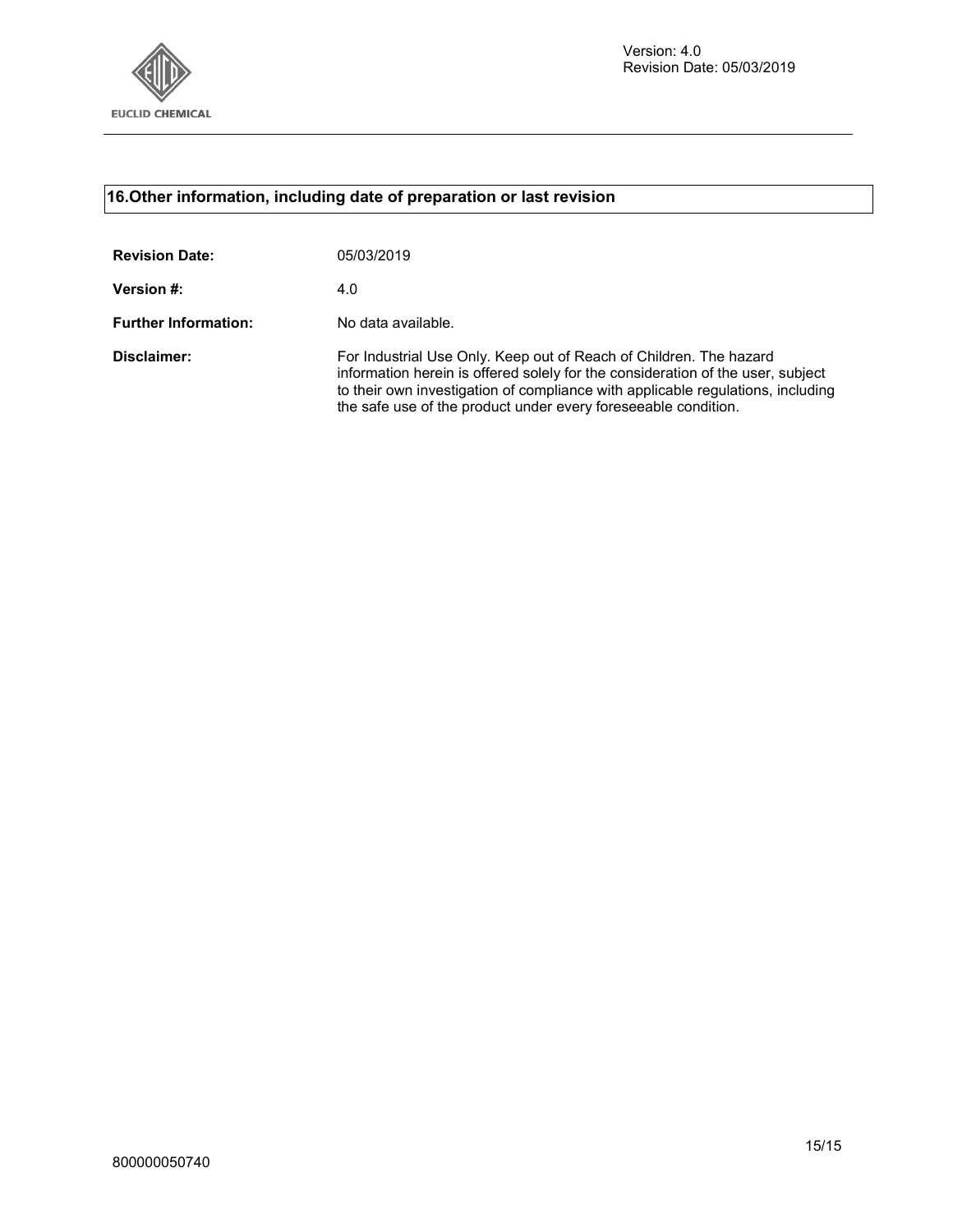## 16.Other information, including date of preparation or last revision

| | |
|---|---|
| **Revision Date:** | 05/03/2019 |
| **Version #:** | 4.0 |
| **Further Information:** | No data available. |
| **Disclaimer:** | For Industrial Use Only. Keep out of Reach of Children. The hazard information herein is offered solely for the consideration of the user, subject to their own investigation of compliance with applicable regulations, including the safe use of the product under every foreseeable condition. |

800000050740